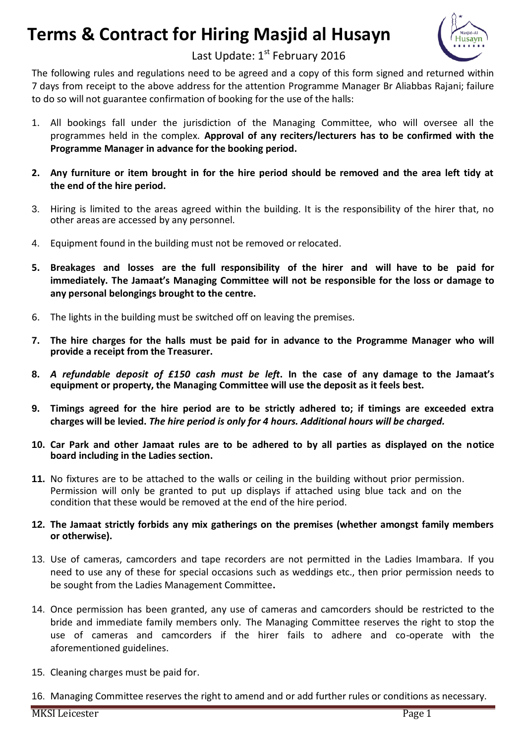# Terms & Contract for Hiring Masjid al Husayn

Last Update: 1st February 2016

The following rules and regulations need to be agreed and a copy of this form signed and returned within 7 days from receipt to the above address for the attention Programme Manager Br Aliabbas Rajani; failure to do so will not guarantee confirmation of booking for the use of the halls:

1. All bookings fall under the jurisdiction of the Managing Committee, who will oversee all the programmes held in the complex. **Approval of any reciters/lecturers has to be confirmed with the Programme Manager in advance for the booking period.**
2. **Any furniture or item brought in for the hire period should be removed and the area left tidy at the end of the hire period.**
3. Hiring is limited to the areas agreed within the building. It is the responsibility of the hirer that, no other areas are accessed by any personnel.
4. Equipment found in the building must not be removed or relocated.
5. **Breakages and losses are the full responsibility of the hirer and will have to be paid for immediately. The Jamaat's Managing Committee will not be responsible for the loss or damage to any personal belongings brought to the centre.**
6. The lights in the building must be switched off on leaving the premises.
7. **The hire charges for the halls must be paid for in advance to the Programme Manager who will provide a receipt from the Treasurer.**
8. ***A refundable deposit of £150 cash must be left*. In the case of any damage to the Jamaat's equipment or property, the Managing Committee will use the deposit as it feels best.**
9. **Timings agreed for the hire period are to be strictly adhered to; if timings are exceeded extra charges will be levied. *The hire period is only for 4 hours. Additional hours will be charged.***
10. **Car Park and other Jamaat rules are to be adhered to by all parties as displayed on the notice board including in the Ladies section.**
11. No fixtures are to be attached to the walls or ceiling in the building without prior permission. Permission will only be granted to put up displays if attached using blue tack and on the condition that these would be removed at the end of the hire period.
12. **The Jamaat strictly forbids any mix gatherings on the premises (whether amongst family members or otherwise).**
13. Use of cameras, camcorders and tape recorders are not permitted in the Ladies Imambara. If you need to use any of these for special occasions such as weddings etc., then prior permission needs to be sought from the Ladies Management Committee.
14. Once permission has been granted, any use of cameras and camcorders should be restricted to the bride and immediate family members only. The Managing Committee reserves the right to stop the use of cameras and camcorders if the hirer fails to adhere and co-operate with the aforementioned guidelines.
15. Cleaning charges must be paid for.
16. Managing Committee reserves the right to amend and or add further rules or conditions as necessary.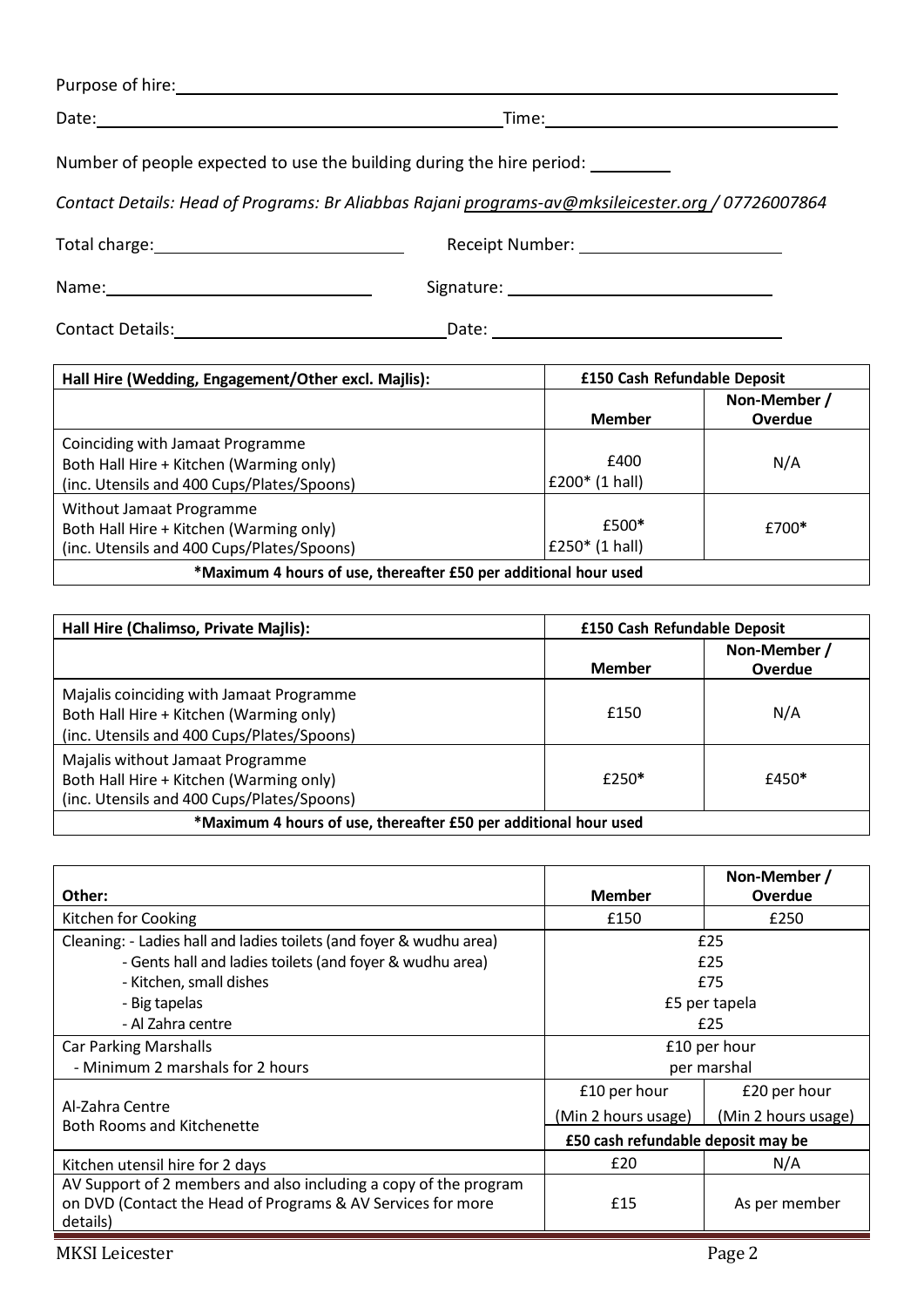Purpose of hire: ______________________________________________

Date: ______________________________ Time: ______________________

Number of people expected to use the building during the hire period: ________

*Contact Details: Head of Programs: Br Aliabbas Rajani programs-av@mksileicester.org / 07726007864*

Total charge: ____________________ Receipt Number: ____________________

Name: ____________________ Signature: ____________________

Contact Details: ____________________ Date: ____________________

| Hall Hire (Wedding, Engagement/Other excl. Majlis): | £150 Cash Refundable Deposit | |
|---|---|---|
| | **Member** | **Non-Member / Overdue** |
| Coinciding with Jamaat Programme<br>Both Hall Hire + Kitchen (Warming only)<br>(inc. Utensils and 400 Cups/Plates/Spoons) | £400<br>£200* (1 hall) | N/A |
| Without Jamaat Programme<br>Both Hall Hire + Kitchen (Warming only)<br>(inc. Utensils and 400 Cups/Plates/Spoons) | £500*<br>£250* (1 hall) | £700* |
| **\*Maximum 4 hours of use, thereafter £50 per additional hour used** | | |

| Hall Hire (Chalimso, Private Majlis): | £150 Cash Refundable Deposit | |
|---|---|---|
| | **Member** | **Non-Member / Overdue** |
| Majalis coinciding with Jamaat Programme<br>Both Hall Hire + Kitchen (Warming only)<br>(inc. Utensils and 400 Cups/Plates/Spoons) | £150 | N/A |
| Majalis without Jamaat Programme<br>Both Hall Hire + Kitchen (Warming only)<br>(inc. Utensils and 400 Cups/Plates/Spoons) | £250* | £450* |
| **\*Maximum 4 hours of use, thereafter £50 per additional hour used** | | |

| Other: | Member | Non-Member / Overdue |
|---|---|---|
| Kitchen for Cooking | £150 | £250 |
| Cleaning: - Ladies hall and ladies toilets (and foyer & wudhu area) | £25 | |
| - Gents hall and ladies toilets (and foyer & wudhu area) | £25 | |
| - Kitchen, small dishes | £75 | |
| - Big tapelas | £5 per tapela | |
| - Al Zahra centre | £25 | |
| Car Parking Marshalls<br>- Minimum 2 marshals for 2 hours | £10 per hour per marshal | |
| Al-Zahra Centre<br>Both Rooms and Kitchenette | £10 per hour<br>(Min 2 hours usage) | £20 per hour<br>(Min 2 hours usage) |
| | **£50 cash refundable deposit may be** | |
| Kitchen utensil hire for 2 days | £20 | N/A |
| AV Support of 2 members and also including a copy of the program on DVD (Contact the Head of Programs & AV Services for more details) | £15 | As per member |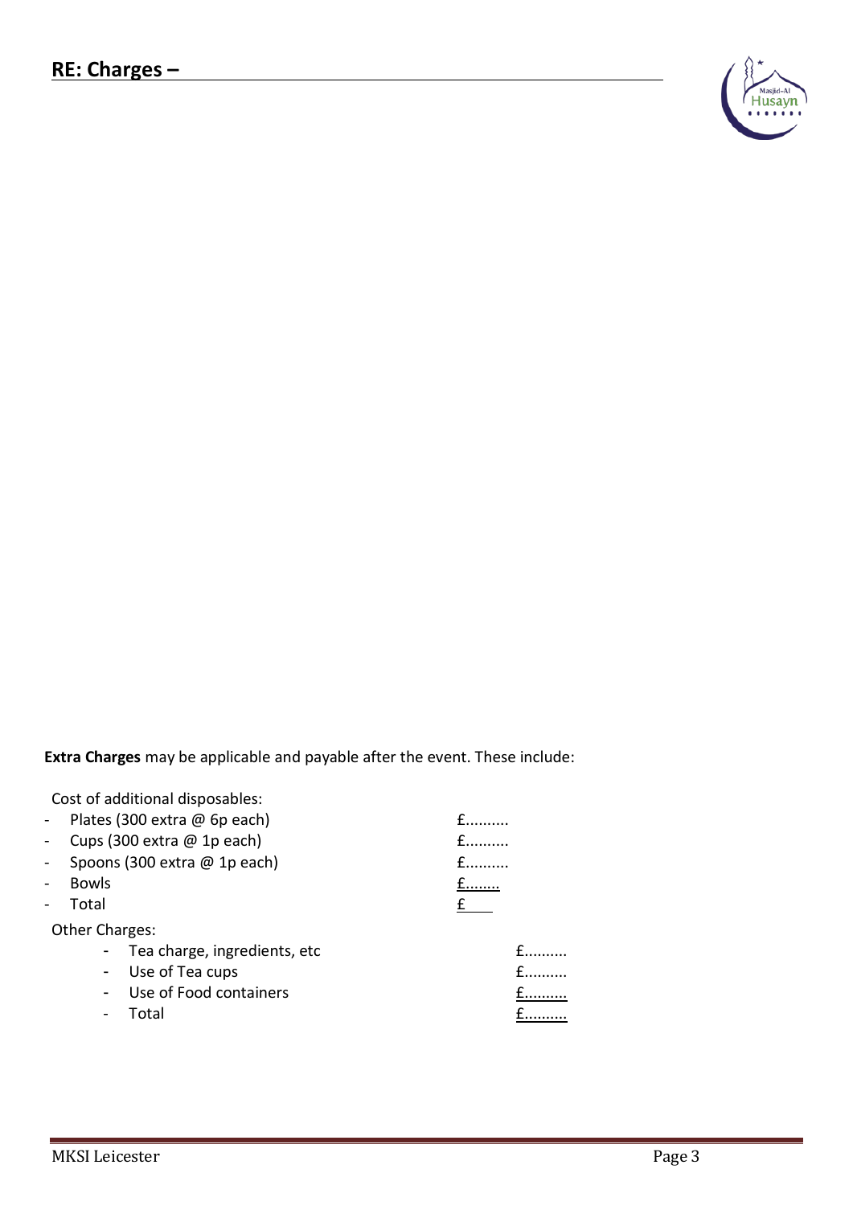## RE: Charges –

**Extra Charges** may be applicable and payable after the event. These include:

Cost of additional disposables:

- Plates (300 extra @ 6p each) £..........
- Cups (300 extra @ 1p each) £..........
- Spoons (300 extra @ 1p each) £..........
- Bowls £........
- Total £

Other Charges:

- Tea charge, ingredients, etc £..........
- Use of Tea cups £..........
- Use of Food containers £..........
- Total £..........